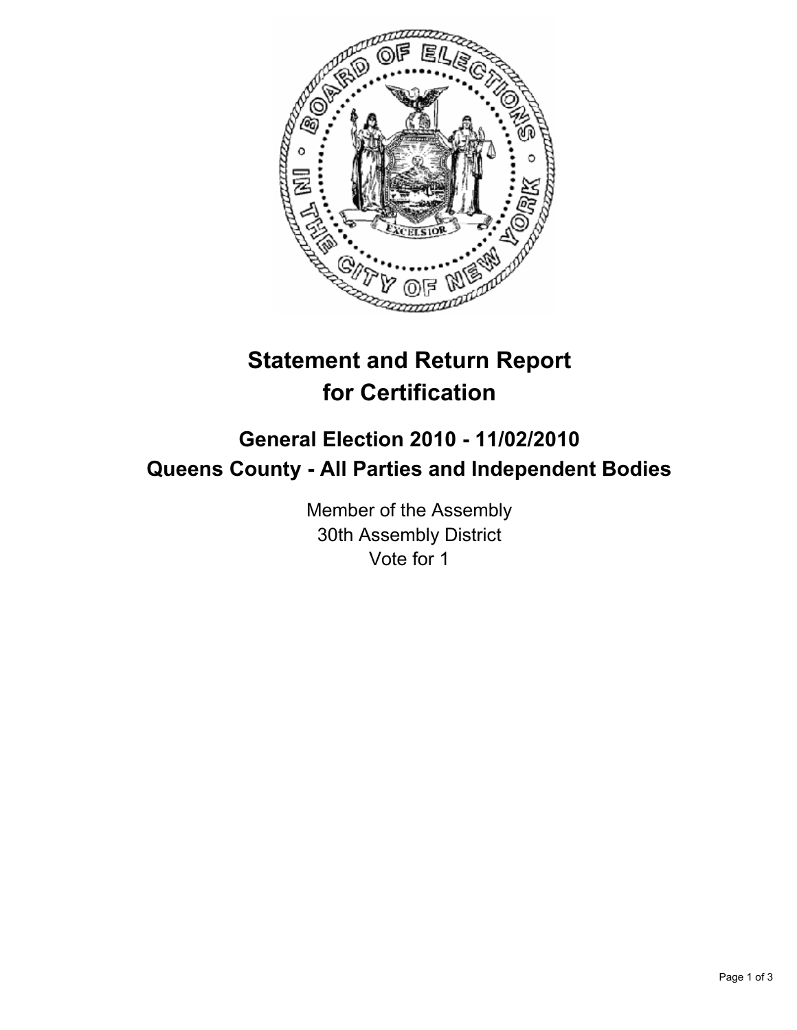# Statement and Return Report for Certification

## General Election 2010 - 11/02/2010
## Queens County - All Parties and Independent Bodies

Member of the Assembly
30th Assembly District
Vote for 1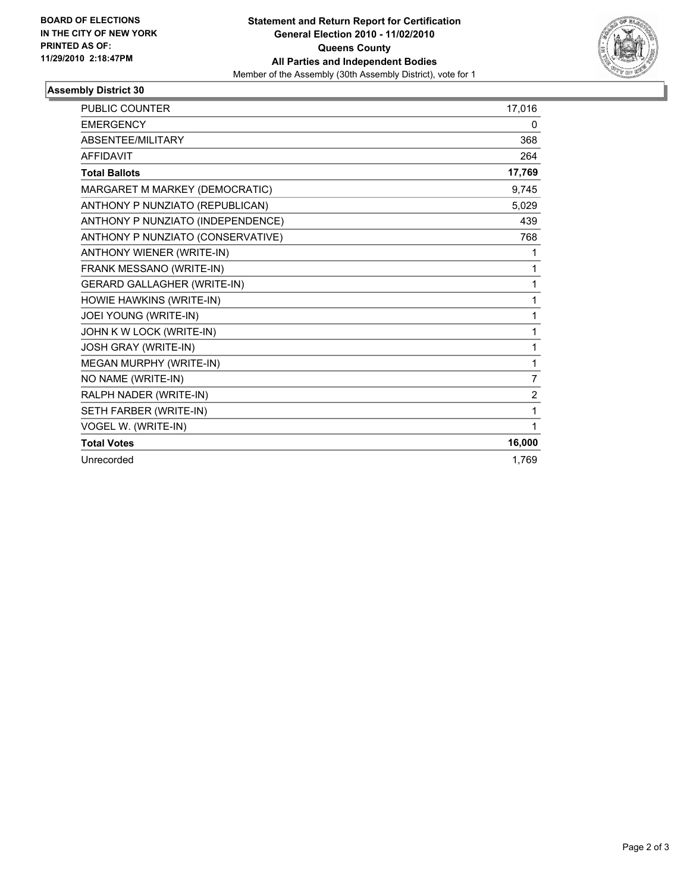**BOARD OF ELECTIONS**
**IN THE CITY OF NEW YORK**
**PRINTED AS OF:**
**11/29/2010 2:18:47PM**

# Statement and Return Report for Certification
## General Election 2010 - 11/02/2010
## Queens County
## All Parties and Independent Bodies

Member of the Assembly (30th Assembly District), vote for 1

### Assembly District 30

| | |
|---|---|
| PUBLIC COUNTER | 17,016 |
| EMERGENCY | 0 |
| ABSENTEE/MILITARY | 368 |
| AFFIDAVIT | 264 |
| **Total Ballots** | **17,769** |
| MARGARET M MARKEY (DEMOCRATIC) | 9,745 |
| ANTHONY P NUNZIATO (REPUBLICAN) | 5,029 |
| ANTHONY P NUNZIATO (INDEPENDENCE) | 439 |
| ANTHONY P NUNZIATO (CONSERVATIVE) | 768 |
| ANTHONY WIENER (WRITE-IN) | 1 |
| FRANK MESSANO (WRITE-IN) | 1 |
| GERARD GALLAGHER (WRITE-IN) | 1 |
| HOWIE HAWKINS (WRITE-IN) | 1 |
| JOEI YOUNG (WRITE-IN) | 1 |
| JOHN K W LOCK (WRITE-IN) | 1 |
| JOSH GRAY (WRITE-IN) | 1 |
| MEGAN MURPHY (WRITE-IN) | 1 |
| NO NAME (WRITE-IN) | 7 |
| RALPH NADER (WRITE-IN) | 2 |
| SETH FARBER (WRITE-IN) | 1 |
| VOGEL W. (WRITE-IN) | 1 |
| **Total Votes** | **16,000** |
| Unrecorded | 1,769 |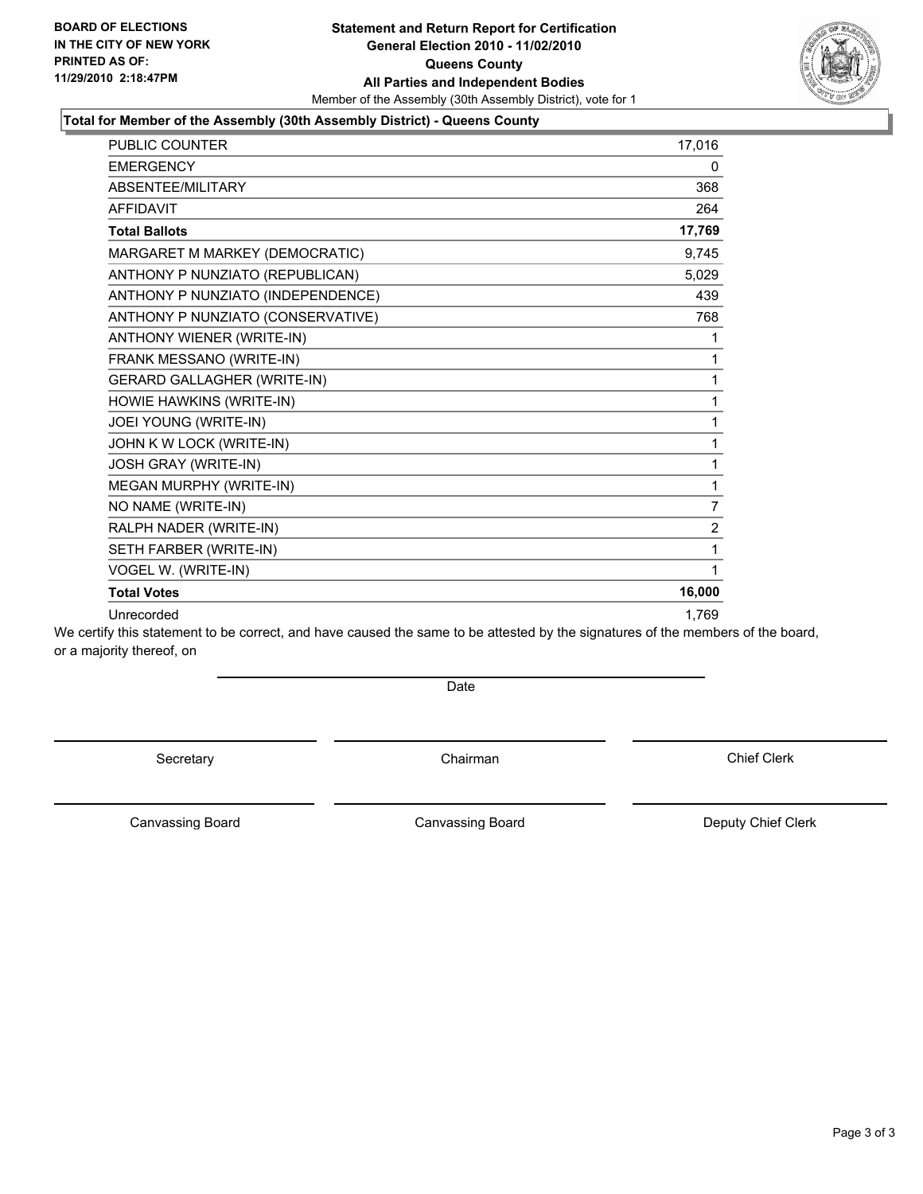**BOARD OF ELECTIONS IN THE CITY OF NEW YORK PRINTED AS OF: 11/29/2010 2:18:47PM**

# Statement and Return Report for Certification General Election 2010 - 11/02/2010 Queens County All Parties and Independent Bodies

Member of the Assembly (30th Assembly District), vote for 1

## Total for Member of the Assembly (30th Assembly District) - Queens County

| | |
|---|---|
| PUBLIC COUNTER | 17,016 |
| EMERGENCY | 0 |
| ABSENTEE/MILITARY | 368 |
| AFFIDAVIT | 264 |
| **Total Ballots** | **17,769** |
| MARGARET M MARKEY (DEMOCRATIC) | 9,745 |
| ANTHONY P NUNZIATO (REPUBLICAN) | 5,029 |
| ANTHONY P NUNZIATO (INDEPENDENCE) | 439 |
| ANTHONY P NUNZIATO (CONSERVATIVE) | 768 |
| ANTHONY WIENER (WRITE-IN) | 1 |
| FRANK MESSANO (WRITE-IN) | 1 |
| GERARD GALLAGHER (WRITE-IN) | 1 |
| HOWIE HAWKINS (WRITE-IN) | 1 |
| JOEI YOUNG (WRITE-IN) | 1 |
| JOHN K W LOCK (WRITE-IN) | 1 |
| JOSH GRAY (WRITE-IN) | 1 |
| MEGAN MURPHY (WRITE-IN) | 1 |
| NO NAME (WRITE-IN) | 7 |
| RALPH NADER (WRITE-IN) | 2 |
| SETH FARBER (WRITE-IN) | 1 |
| VOGEL W. (WRITE-IN) | 1 |
| **Total Votes** | **16,000** |
| Unrecorded | 1,769 |

We certify this statement to be correct, and have caused the same to be attested by the signatures of the members of the board, or a majority thereof, on

Date

Secretary

Chairman

Chief Clerk

Canvassing Board

Canvassing Board

Deputy Chief Clerk